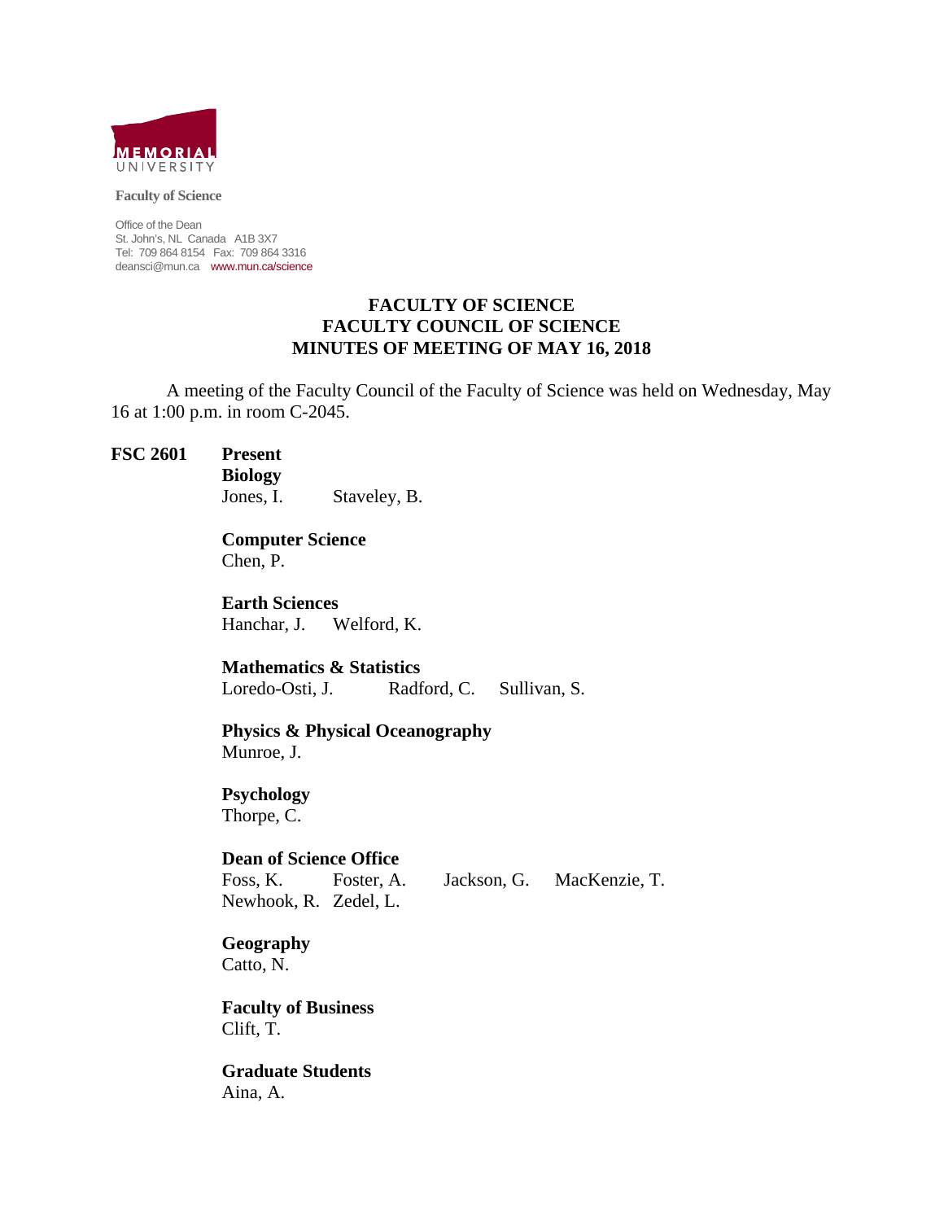MEMORIAL UNIVERSITY

**Faculty of Science**

Office of the Dean
St. John's, NL Canada A1B 3X7
Tel: 709 864 8154 Fax: 709 864 3316
deansci@mun.ca www.mun.ca/science

# FACULTY OF SCIENCE
# FACULTY COUNCIL OF SCIENCE
# MINUTES OF MEETING OF MAY 16, 2018

A meeting of the Faculty Council of the Faculty of Science was held on Wednesday, May 16 at 1:00 p.m. in room C-2045.

**FSC 2601** **Present**

**Biology**
Jones, I. Staveley, B.

**Computer Science**
Chen, P.

**Earth Sciences**
Hanchar, J. Welford, K.

**Mathematics & Statistics**
Loredo-Osti, J. Radford, C. Sullivan, S.

**Physics & Physical Oceanography**
Munroe, J.

**Psychology**
Thorpe, C.

**Dean of Science Office**
Foss, K. Foster, A. Jackson, G. MacKenzie, T.
Newhook, R. Zedel, L.

**Geography**
Catto, N.

**Faculty of Business**
Clift, T.

**Graduate Students**
Aina, A.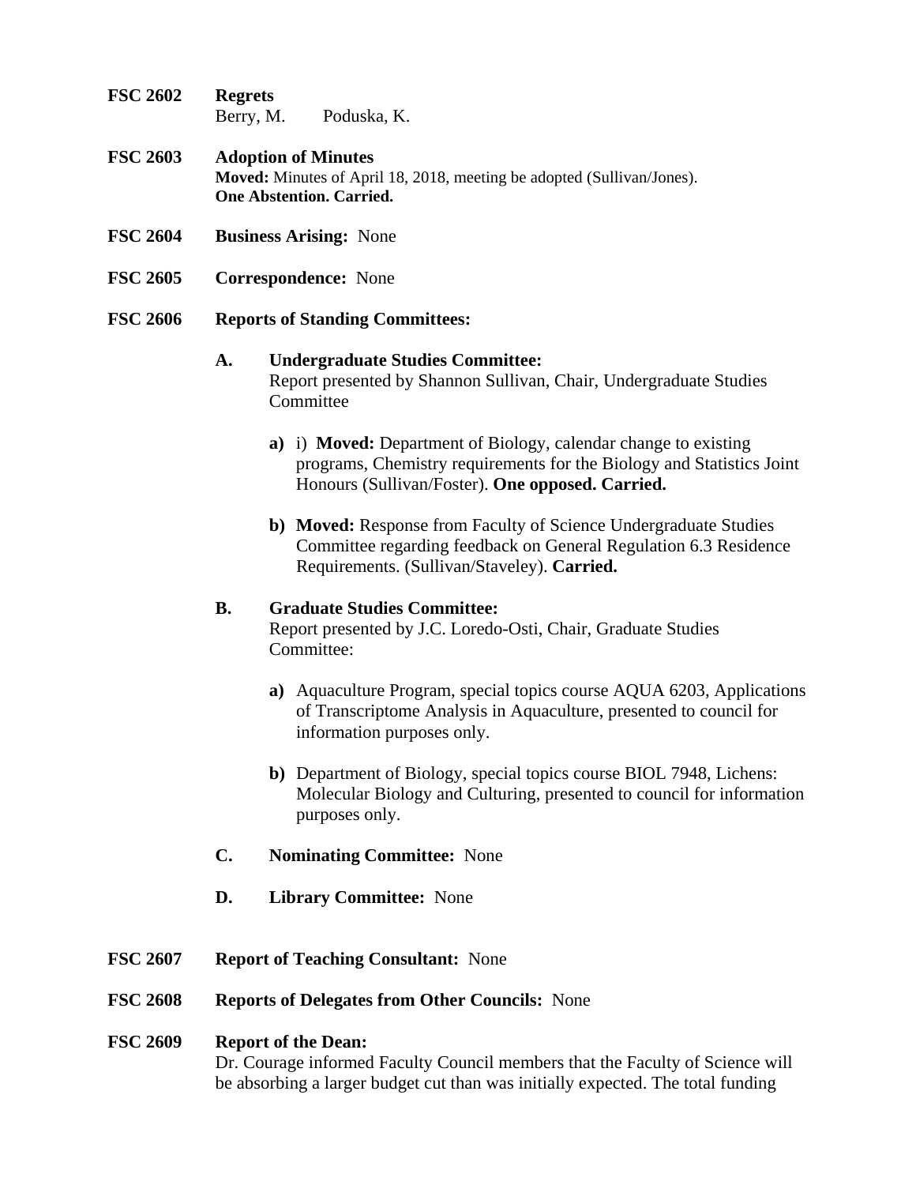**FSC 2602 Regrets**

Berry, M. Poduska, K.

**FSC 2603 Adoption of Minutes**

**Moved:** Minutes of April 18, 2018, meeting be adopted (Sullivan/Jones).
**One Abstention. Carried.**

**FSC 2604 Business Arising:** None

**FSC 2605 Correspondence:** None

**FSC 2606 Reports of Standing Committees:**

**A. Undergraduate Studies Committee:**
Report presented by Shannon Sullivan, Chair, Undergraduate Studies Committee

**a)** i) **Moved:** Department of Biology, calendar change to existing programs, Chemistry requirements for the Biology and Statistics Joint Honours (Sullivan/Foster). **One opposed. Carried.**

**b) Moved:** Response from Faculty of Science Undergraduate Studies Committee regarding feedback on General Regulation 6.3 Residence Requirements. (Sullivan/Staveley). **Carried.**

**B. Graduate Studies Committee:**
Report presented by J.C. Loredo-Osti, Chair, Graduate Studies Committee:

**a)** Aquaculture Program, special topics course AQUA 6203, Applications of Transcriptome Analysis in Aquaculture, presented to council for information purposes only.

**b)** Department of Biology, special topics course BIOL 7948, Lichens: Molecular Biology and Culturing, presented to council for information purposes only.

**C. Nominating Committee:** None

**D. Library Committee:** None

**FSC 2607 Report of Teaching Consultant:** None

**FSC 2608 Reports of Delegates from Other Councils:** None

**FSC 2609 Report of the Dean:**

Dr. Courage informed Faculty Council members that the Faculty of Science will be absorbing a larger budget cut than was initially expected. The total funding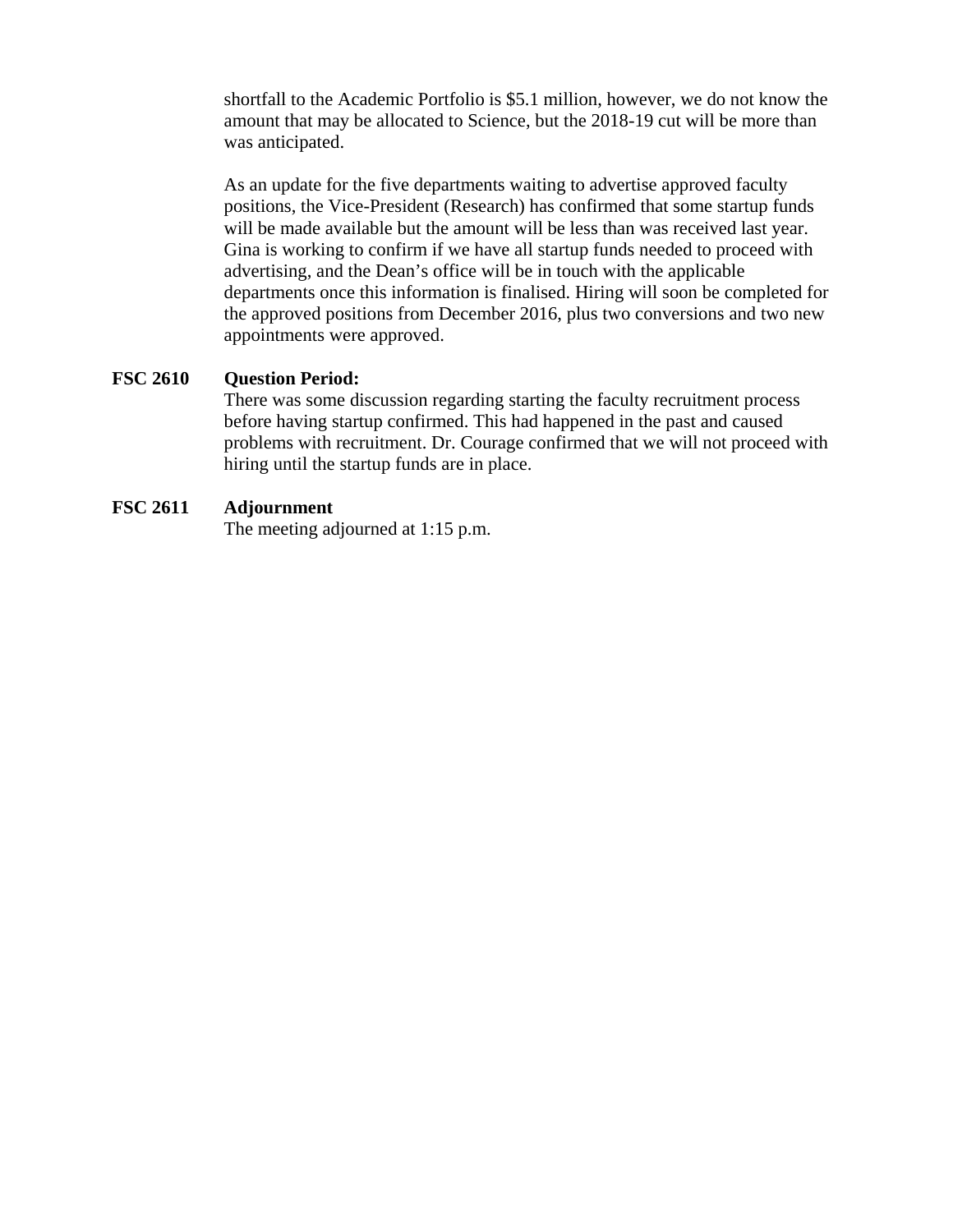shortfall to the Academic Portfolio is $5.1 million, however, we do not know the amount that may be allocated to Science, but the 2018-19 cut will be more than was anticipated.

As an update for the five departments waiting to advertise approved faculty positions, the Vice-President (Research) has confirmed that some startup funds will be made available but the amount will be less than was received last year. Gina is working to confirm if we have all startup funds needed to proceed with advertising, and the Dean's office will be in touch with the applicable departments once this information is finalised. Hiring will soon be completed for the approved positions from December 2016, plus two conversions and two new appointments were approved.

**FSC 2610 Question Period:**

There was some discussion regarding starting the faculty recruitment process before having startup confirmed. This had happened in the past and caused problems with recruitment. Dr. Courage confirmed that we will not proceed with hiring until the startup funds are in place.

**FSC 2611 Adjournment**

The meeting adjourned at 1:15 p.m.